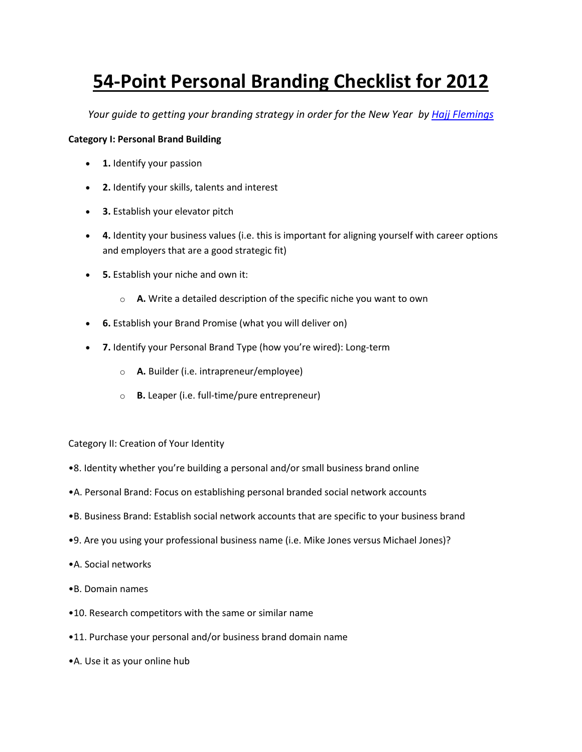# 54-Point Personal Branding Checklist for 2012

*Your guide to getting your branding strategy in order for the New Year by [Hajj Flemings]()*

**Category I: Personal Brand Building**

- **1.** Identify your passion
- **2.** Identify your skills, talents and interest
- **3.** Establish your elevator pitch
- **4.** Identity your business values (i.e. this is important for aligning yourself with career options and employers that are a good strategic fit)
- **5.** Establish your niche and own it:
    - **A.** Write a detailed description of the specific niche you want to own
- **6.** Establish your Brand Promise (what you will deliver on)
- **7.** Identify your Personal Brand Type (how you're wired): Long-term
    - **A.** Builder (i.e. intrapreneur/employee)
    - **B.** Leaper (i.e. full-time/pure entrepreneur)

Category II: Creation of Your Identity

•8. Identity whether you're building a personal and/or small business brand online

•A. Personal Brand: Focus on establishing personal branded social network accounts

•B. Business Brand: Establish social network accounts that are specific to your business brand

•9. Are you using your professional business name (i.e. Mike Jones versus Michael Jones)?

•A. Social networks

•B. Domain names

•10. Research competitors with the same or similar name

•11. Purchase your personal and/or business brand domain name

•A. Use it as your online hub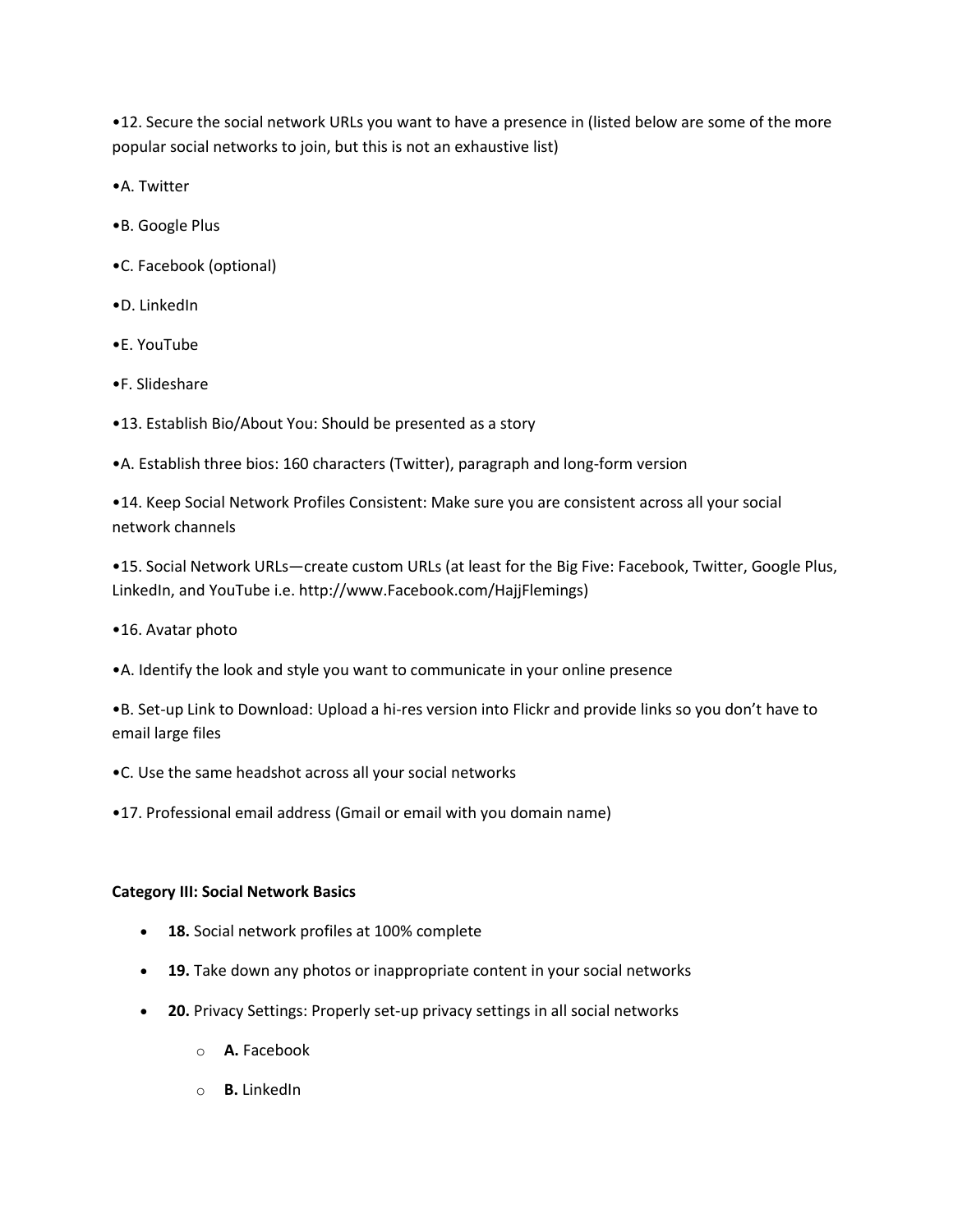•12. Secure the social network URLs you want to have a presence in (listed below are some of the more popular social networks to join, but this is not an exhaustive list)

•A. Twitter

•B. Google Plus

•C. Facebook (optional)

•D. LinkedIn

•E. YouTube

•F. Slideshare

•13. Establish Bio/About You: Should be presented as a story

•A. Establish three bios: 160 characters (Twitter), paragraph and long-form version

•14. Keep Social Network Profiles Consistent: Make sure you are consistent across all your social network channels

•15. Social Network URLs—create custom URLs (at least for the Big Five: Facebook, Twitter, Google Plus, LinkedIn, and YouTube i.e. http://www.Facebook.com/HajjFlemings)

•16. Avatar photo

•A. Identify the look and style you want to communicate in your online presence

•B. Set-up Link to Download: Upload a hi-res version into Flickr and provide links so you don't have to email large files

•C. Use the same headshot across all your social networks

•17. Professional email address (Gmail or email with you domain name)

**Category III: Social Network Basics**

- **18.** Social network profiles at 100% complete
- **19.** Take down any photos or inappropriate content in your social networks
- **20.** Privacy Settings: Properly set-up privacy settings in all social networks
  - **A.** Facebook
  - **B.** LinkedIn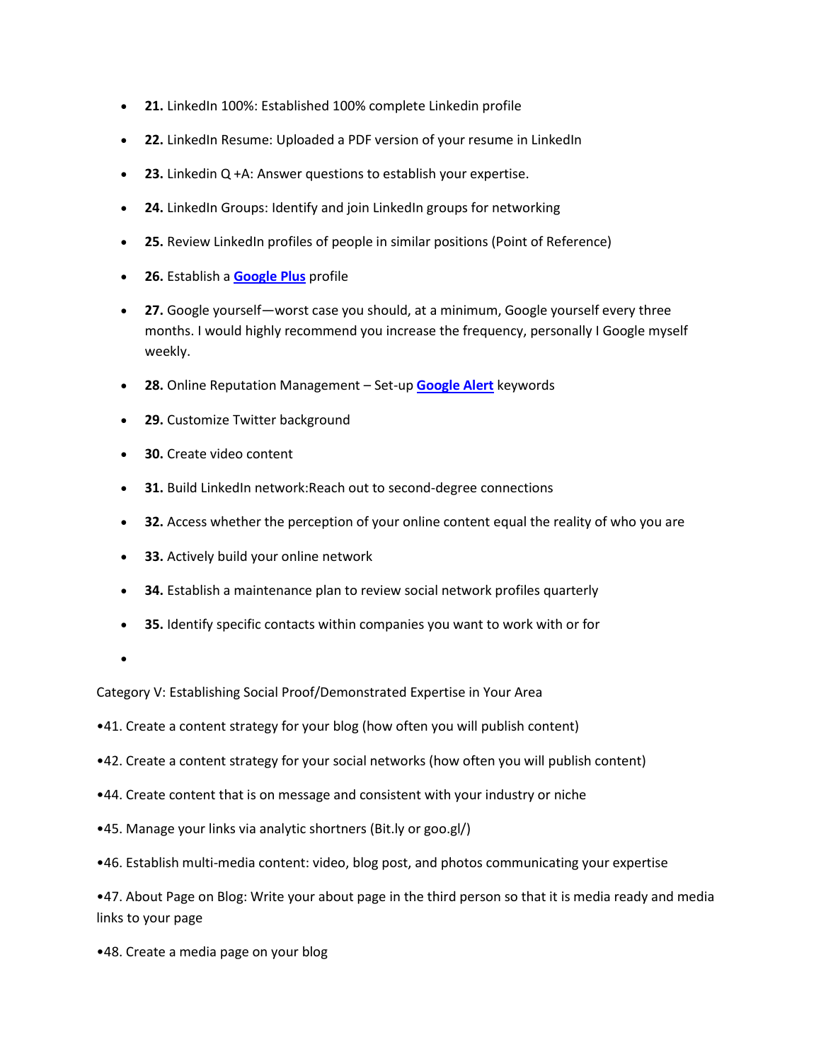- **21.** LinkedIn 100%: Established 100% complete Linkedin profile
- **22.** LinkedIn Resume: Uploaded a PDF version of your resume in LinkedIn
- **23.** Linkedin Q +A: Answer questions to establish your expertise.
- **24.** LinkedIn Groups: Identify and join LinkedIn groups for networking
- **25.** Review LinkedIn profiles of people in similar positions (Point of Reference)
- **26.** Establish a **Google Plus** profile
- **27.** Google yourself—worst case you should, at a minimum, Google yourself every three months. I would highly recommend you increase the frequency, personally I Google myself weekly.
- **28.** Online Reputation Management – Set-up **Google Alert** keywords
- **29.** Customize Twitter background
- **30.** Create video content
- **31.** Build LinkedIn network:Reach out to second-degree connections
- **32.** Access whether the perception of your online content equal the reality of who you are
- **33.** Actively build your online network
- **34.** Establish a maintenance plan to review social network profiles quarterly
- **35.** Identify specific contacts within companies you want to work with or for
-

Category V: Establishing Social Proof/Demonstrated Expertise in Your Area

•41. Create a content strategy for your blog (how often you will publish content)

•42. Create a content strategy for your social networks (how often you will publish content)

•44. Create content that is on message and consistent with your industry or niche

•45. Manage your links via analytic shortners (Bit.ly or goo.gl/)

•46. Establish multi-media content: video, blog post, and photos communicating your expertise

•47. About Page on Blog: Write your about page in the third person so that it is media ready and media links to your page

•48. Create a media page on your blog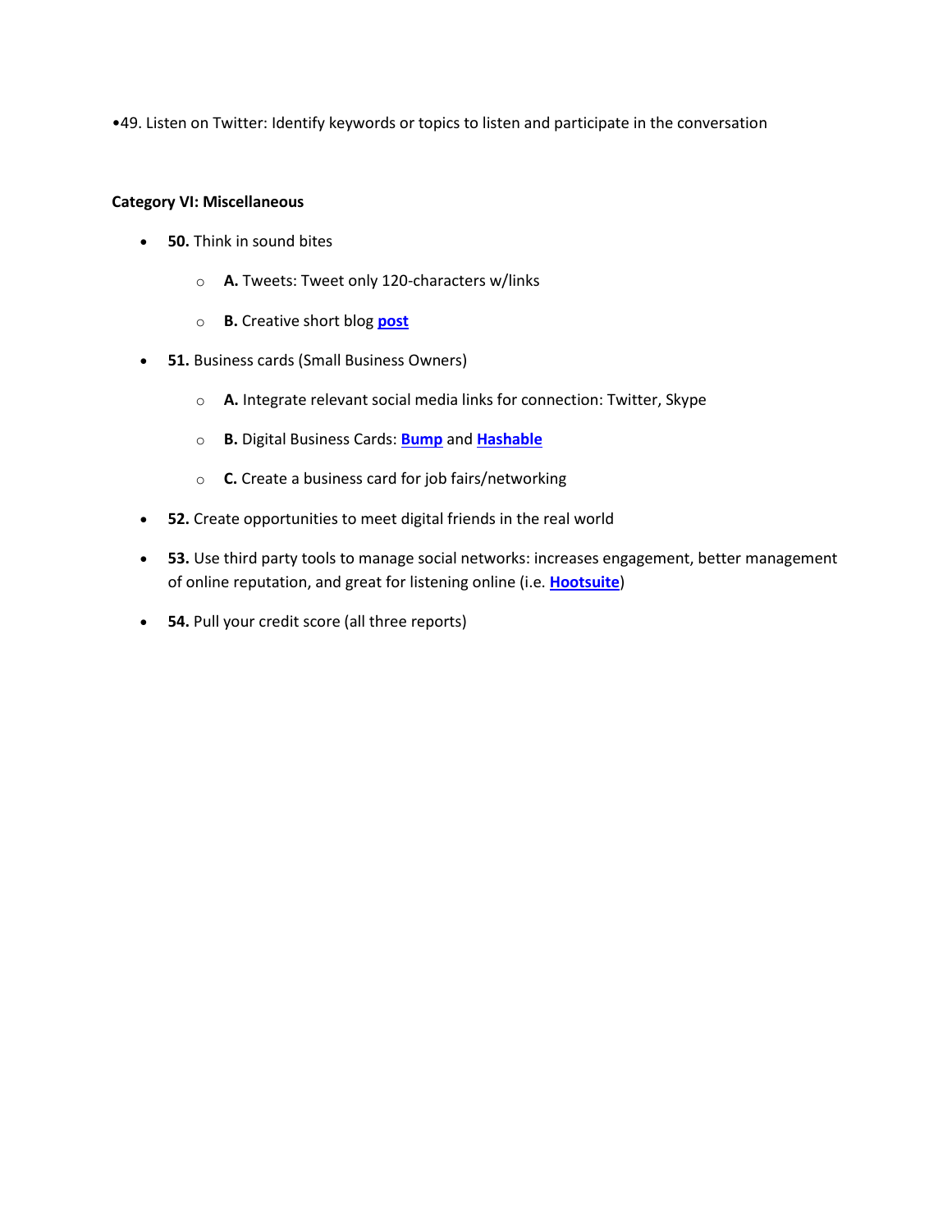•49. Listen on Twitter: Identify keywords or topics to listen and participate in the conversation

**Category VI: Miscellaneous**

- **50.** Think in sound bites
  - **A.** Tweets: Tweet only 120-characters w/links
  - **B.** Creative short blog **post**
- **51.** Business cards (Small Business Owners)
  - **A.** Integrate relevant social media links for connection: Twitter, Skype
  - **B.** Digital Business Cards: **Bump** and **Hashable**
  - **C.** Create a business card for job fairs/networking
- **52.** Create opportunities to meet digital friends in the real world
- **53.** Use third party tools to manage social networks: increases engagement, better management of online reputation, and great for listening online (i.e. **Hootsuite**)
- **54.** Pull your credit score (all three reports)